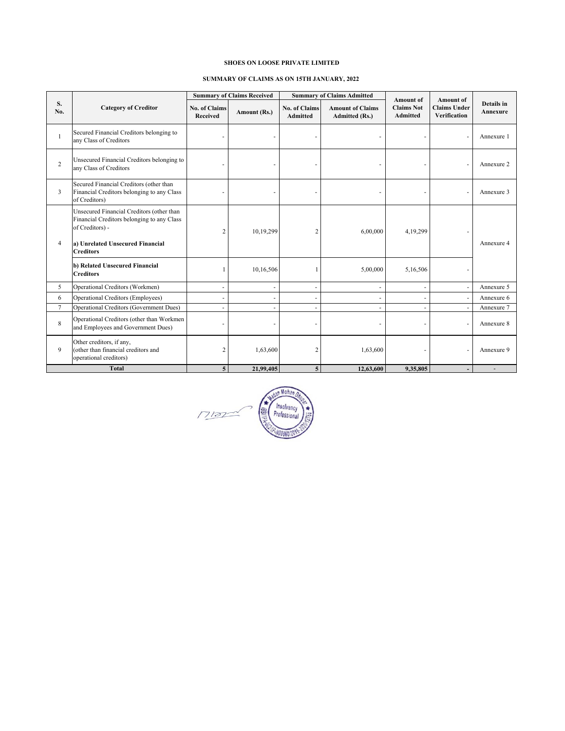# SHOES ON LOOSE PRIVATE LIMITED

## SUMMARY OF CLAIMS AS ON 15TH JANUARY, 2022

| S. No. | Category of Creditor | Summary of Claims Received | | Summary of Claims Admitted | | Amount of Claims Not Admitted | Amount of Claims Under Verification | Details in Annexure |
|---|---|---|---|---|---|---|---|---|
| | | No. of Claims Received | Amount (Rs.) | No. of Claims Admitted | Amount of Claims Admitted (Rs.) | | | |
| 1 | Secured Financial Creditors belonging to any Class of Creditors | - | - | - | - | - | - | Annexure 1 |
| 2 | Unsecured Financial Creditors belonging to any Class of Creditors | - | - | - | - | - | - | Annexure 2 |
| 3 | Secured Financial Creditors (other than Financial Creditors belonging to any Class of Creditors) | - | - | - | - | - | - | Annexure 3 |
| 4 | Unsecured Financial Creditors (other than Financial Creditors belonging to any Class of Creditors) - **a) Unrelated Unsecured Financial Creditors** | 2 | 10,19,299 | 2 | 6,00,000 | 4,19,299 | - | Annexure 4 |
| | **b) Related Unsecured Financial Creditors** | 1 | 10,16,506 | 1 | 5,00,000 | 5,16,506 | - | |
| 5 | Operational Creditors (Workmen) | - | - | - | - | - | - | Annexure 5 |
| 6 | Operational Creditors (Employees) | - | - | - | - | - | - | Annexure 6 |
| 7 | Operational Creditors (Government Dues) | - | - | - | - | - | - | Annexure 7 |
| 8 | Operational Creditors (other than Workmen and Employees and Government Dues) | - | - | - | - | - | - | Annexure 8 |
| 9 | Other creditors, if any, (other than financial creditors and operational creditors) | 2 | 1,63,600 | 2 | 1,63,600 | - | - | Annexure 9 |
| **Total** | | **5** | **21,99,405** | **5** | **12,63,600** | **9,35,805** | **-** | - |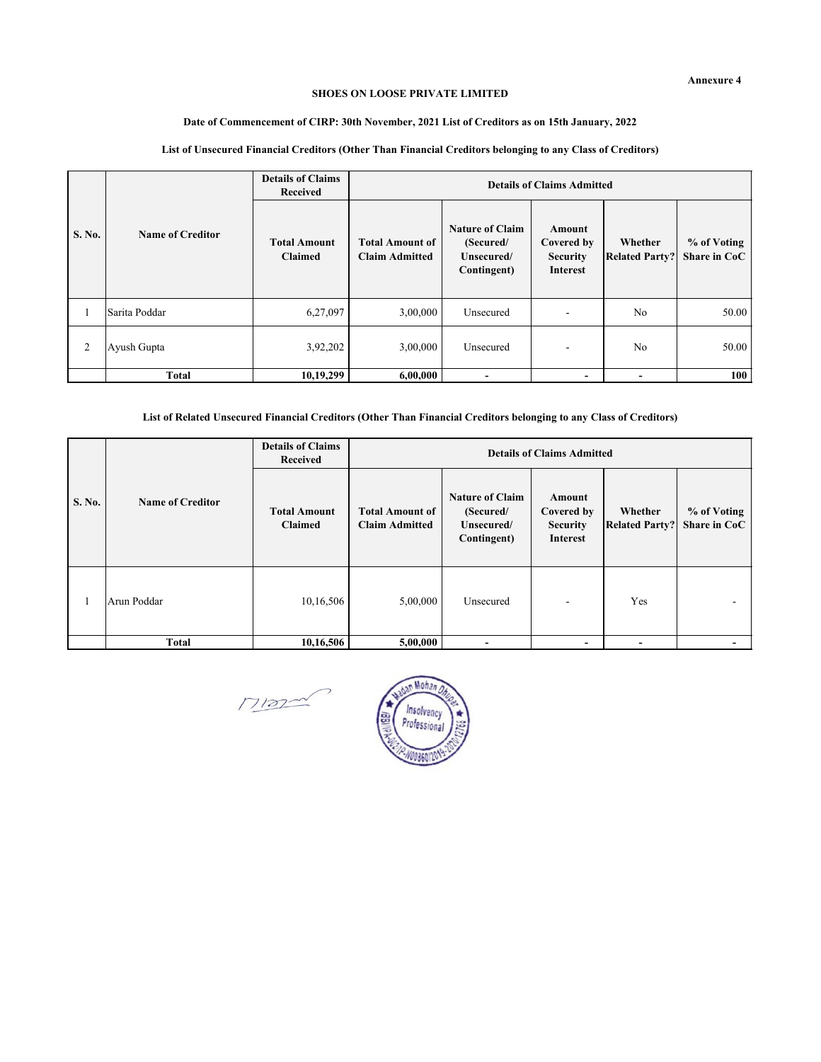**Annexure 4**

**SHOES ON LOOSE PRIVATE LIMITED**

**Date of Commencement of CIRP: 30th November, 2021 List of Creditors as on 15th January, 2022**

**List of Unsecured Financial Creditors (Other Than Financial Creditors belonging to any Class of Creditors)**

| S. No. | Name of Creditor | Details of Claims Received | Details of Claims Admitted | | | | |
|---|---|---|---|---|---|---|---|
| | | Total Amount Claimed | Total Amount of Claim Admitted | Nature of Claim (Secured/ Unsecured/ Contingent) | Amount Covered by Security Interest | Whether Related Party? | % of Voting Share in CoC |
| 1 | Sarita Poddar | 6,27,097 | 3,00,000 | Unsecured | - | No | 50.00 |
| 2 | Ayush Gupta | 3,92,202 | 3,00,000 | Unsecured | - | No | 50.00 |
| | **Total** | **10,19,299** | **6,00,000** | **-** | **-** | **-** | **100** |

**List of Related Unsecured Financial Creditors (Other Than Financial Creditors belonging to any Class of Creditors)**

| S. No. | Name of Creditor | Details of Claims Received | Details of Claims Admitted | | | | |
|---|---|---|---|---|---|---|---|
| | | Total Amount Claimed | Total Amount of Claim Admitted | Nature of Claim (Secured/ Unsecured/ Contingent) | Amount Covered by Security Interest | Whether Related Party? | % of Voting Share in CoC |
| 1 | Arun Poddar | 10,16,506 | 5,00,000 | Unsecured | - | Yes | - |
| | **Total** | **10,16,506** | **5,00,000** | **-** | **-** | **-** | **-** |

Madan Mohan Dhupar
Insolvency Professional
IBBI/IPA-002/IP-N00860/2019-2020/12768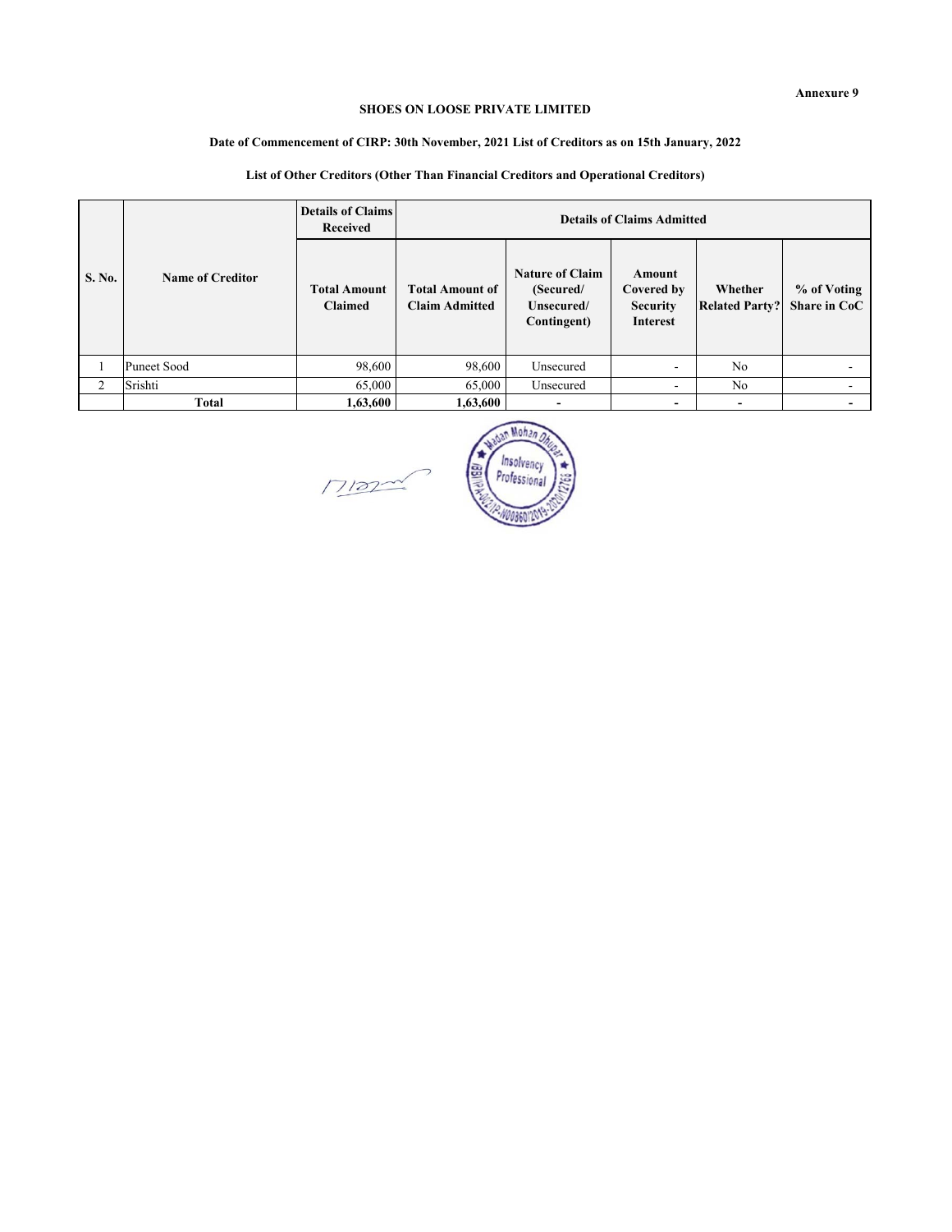Annexure 9

**SHOES ON LOOSE PRIVATE LIMITED**

**Date of Commencement of CIRP: 30th November, 2021 List of Creditors as on 15th January, 2022**

**List of Other Creditors (Other Than Financial Creditors and Operational Creditors)**

| S. No. | Name of Creditor | Details of Claims Received | Details of Claims Admitted | | | | |
|---|---|---|---|---|---|---|---|
| | | Total Amount Claimed | Total Amount of Claim Admitted | Nature of Claim (Secured/ Unsecured/ Contingent) | Amount Covered by Security Interest | Whether Related Party? | % of Voting Share in CoC |
| 1 | Puneet Sood | 98,600 | 98,600 | Unsecured | - | No | - |
| 2 | Srishti | 65,000 | 65,000 | Unsecured | - | No | - |
| | **Total** | **1,63,600** | **1,63,600** | **-** | **-** | **-** | **-** |

17/01/22

Madan Mohan Dhupar
Insolvency Professional
IBBI/IPA-002/IP-N00860/2019-2020/12766